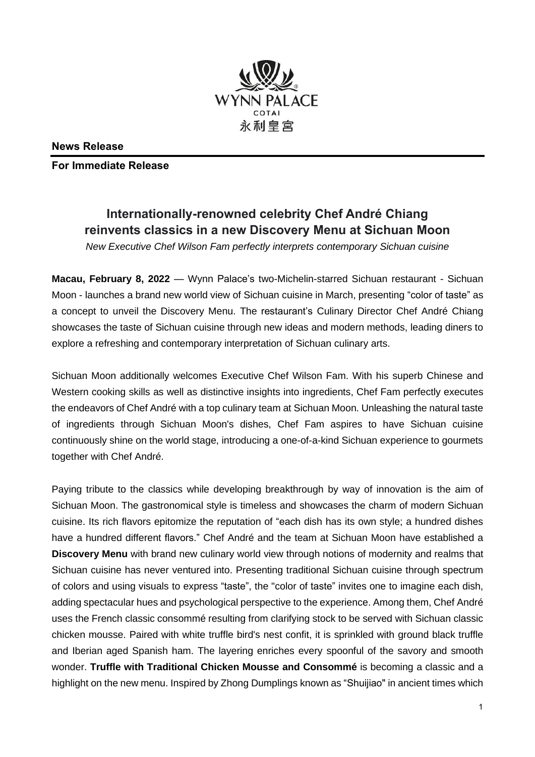**News Release**

**For Immediate Release**

# Internationally-renowned celebrity Chef André Chiang reinvents classics in a new Discovery Menu at Sichuan Moon

*New Executive Chef Wilson Fam perfectly interprets contemporary Sichuan cuisine*

**Macau, February 8, 2022** — Wynn Palace's two-Michelin-starred Sichuan restaurant - Sichuan Moon - launches a brand new world view of Sichuan cuisine in March, presenting "color of taste" as a concept to unveil the Discovery Menu. The restaurant's Culinary Director Chef André Chiang showcases the taste of Sichuan cuisine through new ideas and modern methods, leading diners to explore a refreshing and contemporary interpretation of Sichuan culinary arts.

Sichuan Moon additionally welcomes Executive Chef Wilson Fam. With his superb Chinese and Western cooking skills as well as distinctive insights into ingredients, Chef Fam perfectly executes the endeavors of Chef André with a top culinary team at Sichuan Moon. Unleashing the natural taste of ingredients through Sichuan Moon's dishes, Chef Fam aspires to have Sichuan cuisine continuously shine on the world stage, introducing a one-of-a-kind Sichuan experience to gourmets together with Chef André.

Paying tribute to the classics while developing breakthrough by way of innovation is the aim of Sichuan Moon. The gastronomical style is timeless and showcases the charm of modern Sichuan cuisine. Its rich flavors epitomize the reputation of "each dish has its own style; a hundred dishes have a hundred different flavors." Chef André and the team at Sichuan Moon have established a **Discovery Menu** with brand new culinary world view through notions of modernity and realms that Sichuan cuisine has never ventured into. Presenting traditional Sichuan cuisine through spectrum of colors and using visuals to express "taste", the "color of taste" invites one to imagine each dish, adding spectacular hues and psychological perspective to the experience. Among them, Chef André uses the French classic consommé resulting from clarifying stock to be served with Sichuan classic chicken mousse. Paired with white truffle bird's nest confit, it is sprinkled with ground black truffle and Iberian aged Spanish ham. The layering enriches every spoonful of the savory and smooth wonder. **Truffle with Traditional Chicken Mousse and Consommé** is becoming a classic and a highlight on the new menu. Inspired by Zhong Dumplings known as "Shuijiao" in ancient times which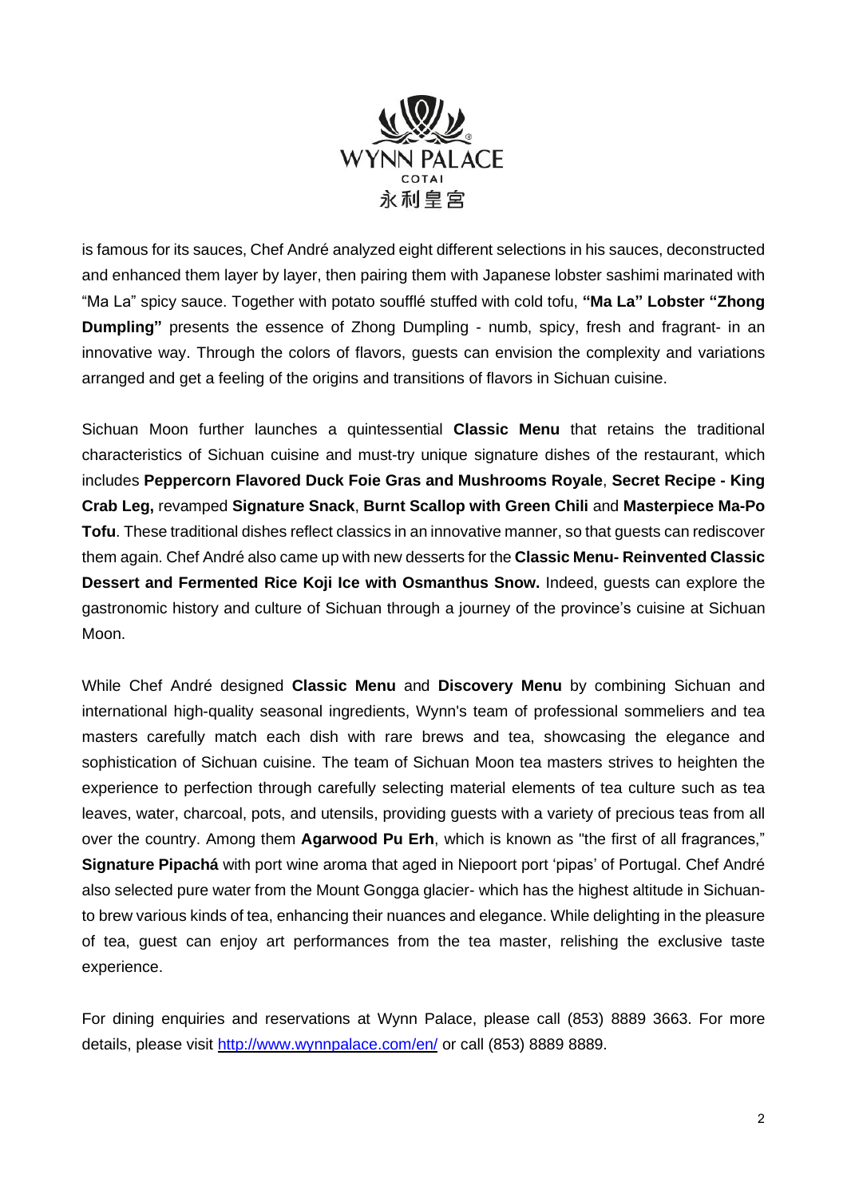is famous for its sauces, Chef André analyzed eight different selections in his sauces, deconstructed and enhanced them layer by layer, then pairing them with Japanese lobster sashimi marinated with "Ma La" spicy sauce. Together with potato soufflé stuffed with cold tofu, **"Ma La" Lobster "Zhong Dumpling"** presents the essence of Zhong Dumpling - numb, spicy, fresh and fragrant- in an innovative way. Through the colors of flavors, guests can envision the complexity and variations arranged and get a feeling of the origins and transitions of flavors in Sichuan cuisine.

Sichuan Moon further launches a quintessential **Classic Menu** that retains the traditional characteristics of Sichuan cuisine and must-try unique signature dishes of the restaurant, which includes **Peppercorn Flavored Duck Foie Gras and Mushrooms Royale**, **Secret Recipe - King Crab Leg,** revamped **Signature Snack**, **Burnt Scallop with Green Chili** and **Masterpiece Ma-Po Tofu**. These traditional dishes reflect classics in an innovative manner, so that guests can rediscover them again. Chef André also came up with new desserts for the **Classic Menu- Reinvented Classic Dessert and Fermented Rice Koji Ice with Osmanthus Snow.** Indeed, guests can explore the gastronomic history and culture of Sichuan through a journey of the province's cuisine at Sichuan Moon.

While Chef André designed **Classic Menu** and **Discovery Menu** by combining Sichuan and international high-quality seasonal ingredients, Wynn's team of professional sommeliers and tea masters carefully match each dish with rare brews and tea, showcasing the elegance and sophistication of Sichuan cuisine. The team of Sichuan Moon tea masters strives to heighten the experience to perfection through carefully selecting material elements of tea culture such as tea leaves, water, charcoal, pots, and utensils, providing guests with a variety of precious teas from all over the country. Among them **Agarwood Pu Erh**, which is known as "the first of all fragrances," **Signature Pipachá** with port wine aroma that aged in Niepoort port 'pipas' of Portugal. Chef André also selected pure water from the Mount Gongga glacier- which has the highest altitude in Sichuan- to brew various kinds of tea, enhancing their nuances and elegance. While delighting in the pleasure of tea, guest can enjoy art performances from the tea master, relishing the exclusive taste experience.

For dining enquiries and reservations at Wynn Palace, please call (853) 8889 3663. For more details, please visit http://www.wynnpalace.com/en/ or call (853) 8889 8889.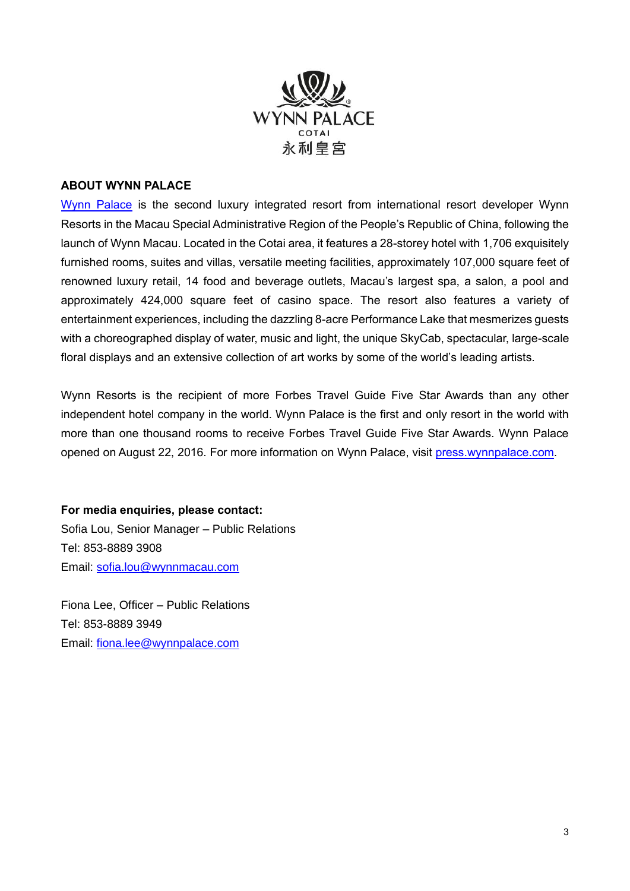WYNN PALACE
COTAI
永利皇宮

**ABOUT WYNN PALACE**

Wynn Palace is the second luxury integrated resort from international resort developer Wynn Resorts in the Macau Special Administrative Region of the People's Republic of China, following the launch of Wynn Macau. Located in the Cotai area, it features a 28-storey hotel with 1,706 exquisitely furnished rooms, suites and villas, versatile meeting facilities, approximately 107,000 square feet of renowned luxury retail, 14 food and beverage outlets, Macau's largest spa, a salon, a pool and approximately 424,000 square feet of casino space. The resort also features a variety of entertainment experiences, including the dazzling 8-acre Performance Lake that mesmerizes guests with a choreographed display of water, music and light, the unique SkyCab, spectacular, large-scale floral displays and an extensive collection of art works by some of the world's leading artists.

Wynn Resorts is the recipient of more Forbes Travel Guide Five Star Awards than any other independent hotel company in the world. Wynn Palace is the first and only resort in the world with more than one thousand rooms to receive Forbes Travel Guide Five Star Awards. Wynn Palace opened on August 22, 2016. For more information on Wynn Palace, visit press.wynnpalace.com.

**For media enquiries, please contact:**
Sofia Lou, Senior Manager – Public Relations
Tel: 853-8889 3908
Email: sofia.lou@wynnmacau.com

Fiona Lee, Officer – Public Relations
Tel: 853-8889 3949
Email: fiona.lee@wynnpalace.com